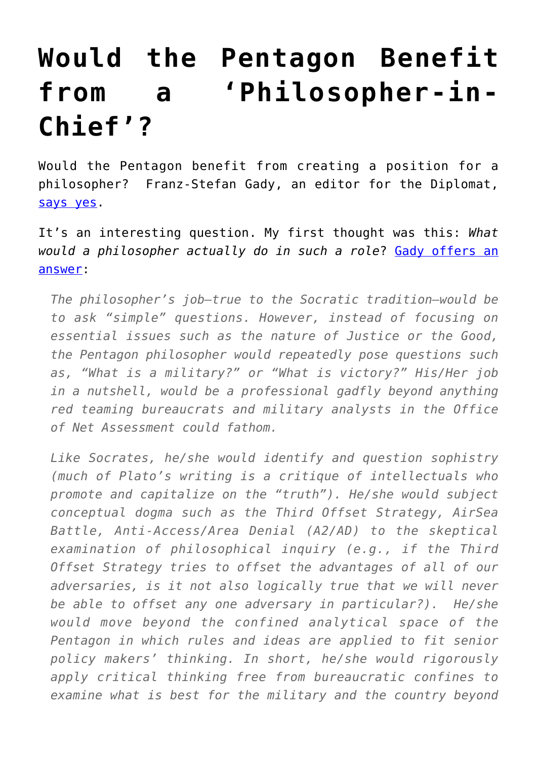# Would the Pentagon Benefit from a 'Philosopher-in-Chief'?

Would the Pentagon benefit from creating a position for a philosopher? Franz-Stefan Gady, an editor for the Diplomat, [says yes](#).

It's an interesting question. My first thought was this: *What would a philosopher actually do in such a role*? [Gady offers an answer](#):

> *The philosopher's job—true to the Socratic tradition—would be to ask "simple" questions. However, instead of focusing on essential issues such as the nature of Justice or the Good, the Pentagon philosopher would repeatedly pose questions such as, "What is a military?" or "What is victory?" His/Her job in a nutshell, would be a professional gadfly beyond anything red teaming bureaucrats and military analysts in the Office of Net Assessment could fathom.*
>
> *Like Socrates, he/she would identify and question sophistry (much of Plato's writing is a critique of intellectuals who promote and capitalize on the "truth"). He/she would subject conceptual dogma such as the Third Offset Strategy, AirSea Battle, Anti-Access/Area Denial (A2/AD) to the skeptical examination of philosophical inquiry (e.g., if the Third Offset Strategy tries to offset the advantages of all of our adversaries, is it not also logically true that we will never be able to offset any one adversary in particular?). He/she would move beyond the confined analytical space of the Pentagon in which rules and ideas are applied to fit senior policy makers' thinking. In short, he/she would rigorously apply critical thinking free from bureaucratic confines to examine what is best for the military and the country beyond*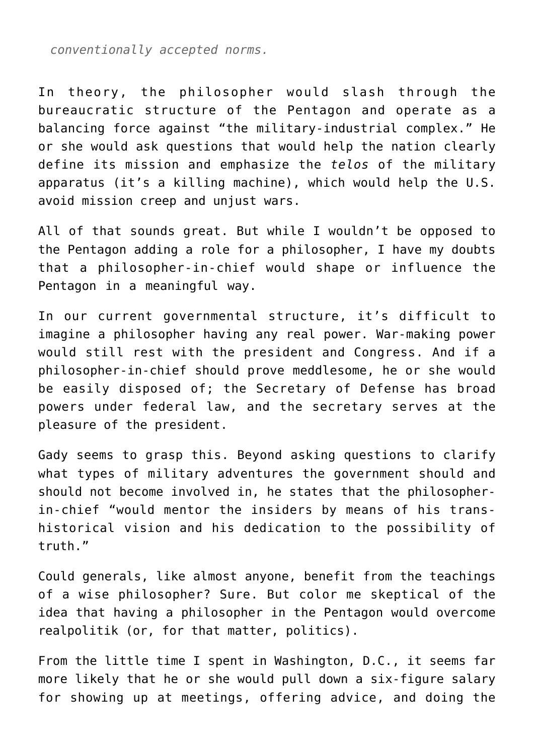*conventionally accepted norms.*

In theory, the philosopher would slash through the bureaucratic structure of the Pentagon and operate as a balancing force against “the military-industrial complex.” He or she would ask questions that would help the nation clearly define its mission and emphasize the *telos* of the military apparatus (it’s a killing machine), which would help the U.S. avoid mission creep and unjust wars.

All of that sounds great. But while I wouldn’t be opposed to the Pentagon adding a role for a philosopher, I have my doubts that a philosopher-in-chief would shape or influence the Pentagon in a meaningful way.

In our current governmental structure, it’s difficult to imagine a philosopher having any real power. War-making power would still rest with the president and Congress. And if a philosopher-in-chief should prove meddlesome, he or she would be easily disposed of; the Secretary of Defense has broad powers under federal law, and the secretary serves at the pleasure of the president.

Gady seems to grasp this. Beyond asking questions to clarify what types of military adventures the government should and should not become involved in, he states that the philosopher-in-chief “would mentor the insiders by means of his trans-historical vision and his dedication to the possibility of truth.”

Could generals, like almost anyone, benefit from the teachings of a wise philosopher? Sure. But color me skeptical of the idea that having a philosopher in the Pentagon would overcome realpolitik (or, for that matter, politics).

From the little time I spent in Washington, D.C., it seems far more likely that he or she would pull down a six-figure salary for showing up at meetings, offering advice, and doing the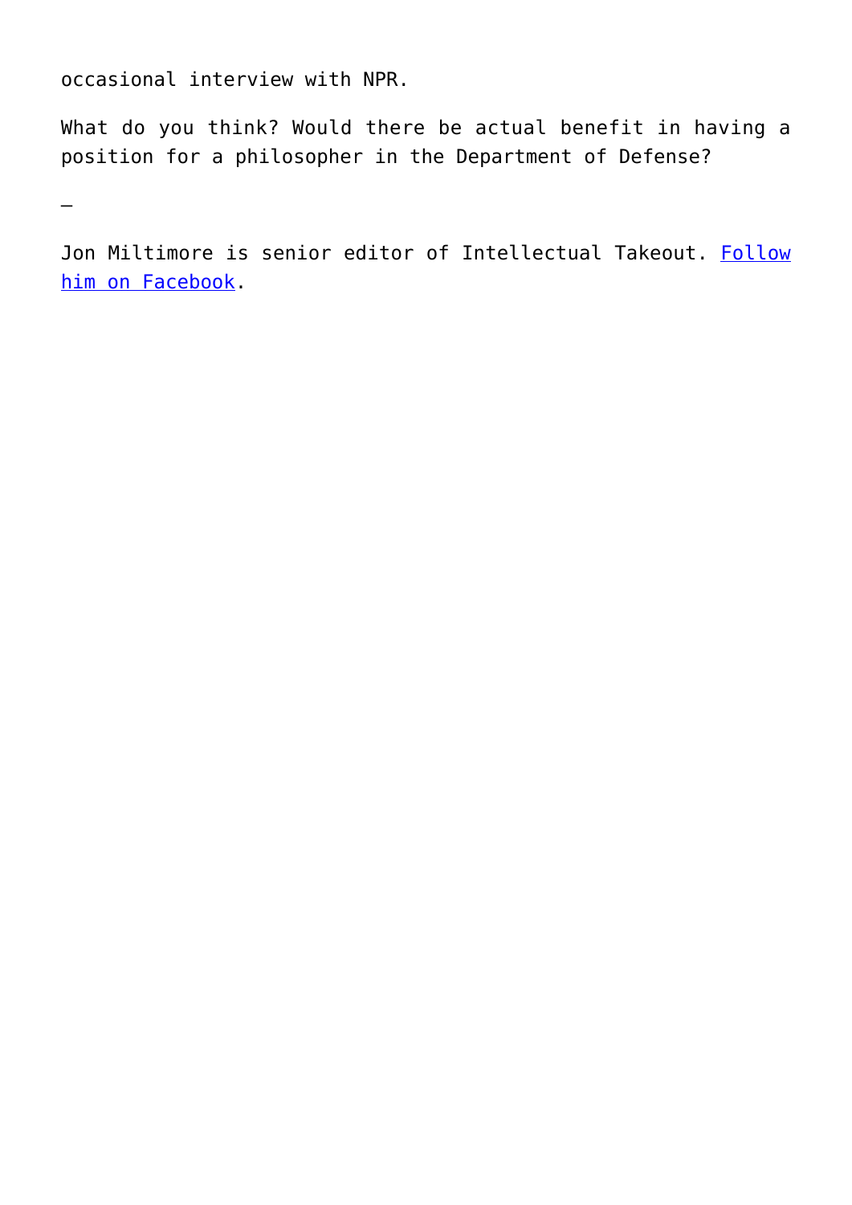occasional interview with NPR.

What do you think? Would there be actual benefit in having a position for a philosopher in the Department of Defense?

—

Jon Miltimore is senior editor of Intellectual Takeout. [Follow him on Facebook](#).